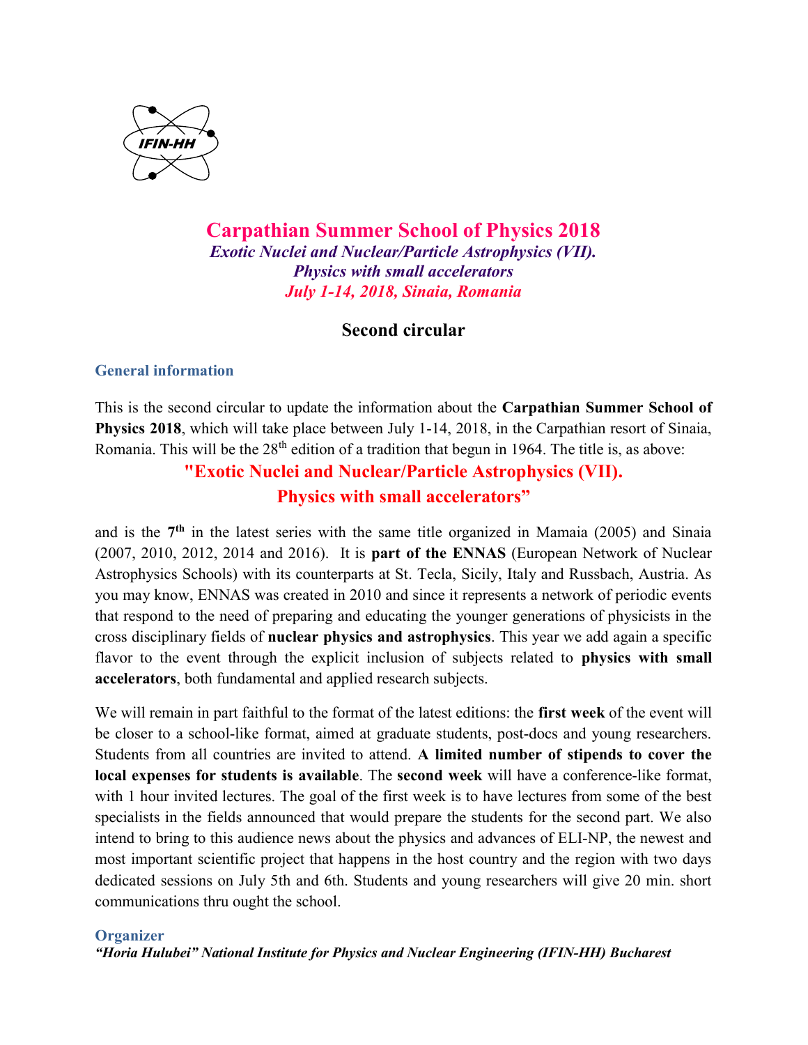IFIN-HH

# Carpathian Summer School of Physics 2018

***Exotic Nuclei and Nuclear/Particle Astrophysics (VII).***
***Physics with small accelerators***
***July 1-14, 2018, Sinaia, Romania***

## Second circular

### General information

This is the second circular to update the information about the **Carpathian Summer School of Physics 2018**, which will take place between July 1-14, 2018, in the Carpathian resort of Sinaia, Romania. This will be the 28th edition of a tradition that begun in 1964. The title is, as above:

**"Exotic Nuclei and Nuclear/Particle Astrophysics (VII).**
**Physics with small accelerators"**

and is the **7th** in the latest series with the same title organized in Mamaia (2005) and Sinaia (2007, 2010, 2012, 2014 and 2016). It is **part of the ENNAS** (European Network of Nuclear Astrophysics Schools) with its counterparts at St. Tecla, Sicily, Italy and Russbach, Austria. As you may know, ENNAS was created in 2010 and since it represents a network of periodic events that respond to the need of preparing and educating the younger generations of physicists in the cross disciplinary fields of **nuclear physics and astrophysics**. This year we add again a specific flavor to the event through the explicit inclusion of subjects related to **physics with small accelerators**, both fundamental and applied research subjects.

We will remain in part faithful to the format of the latest editions: the **first week** of the event will be closer to a school-like format, aimed at graduate students, post-docs and young researchers. Students from all countries are invited to attend. **A limited number of stipends to cover the local expenses for students is available**. The **second week** will have a conference-like format, with 1 hour invited lectures. The goal of the first week is to have lectures from some of the best specialists in the fields announced that would prepare the students for the second part. We also intend to bring to this audience news about the physics and advances of ELI-NP, the newest and most important scientific project that happens in the host country and the region with two days dedicated sessions on July 5th and 6th. Students and young researchers will give 20 min. short communications thru ought the school.

### Organizer

***"Horia Hulubei" National Institute for Physics and Nuclear Engineering (IFIN-HH) Bucharest***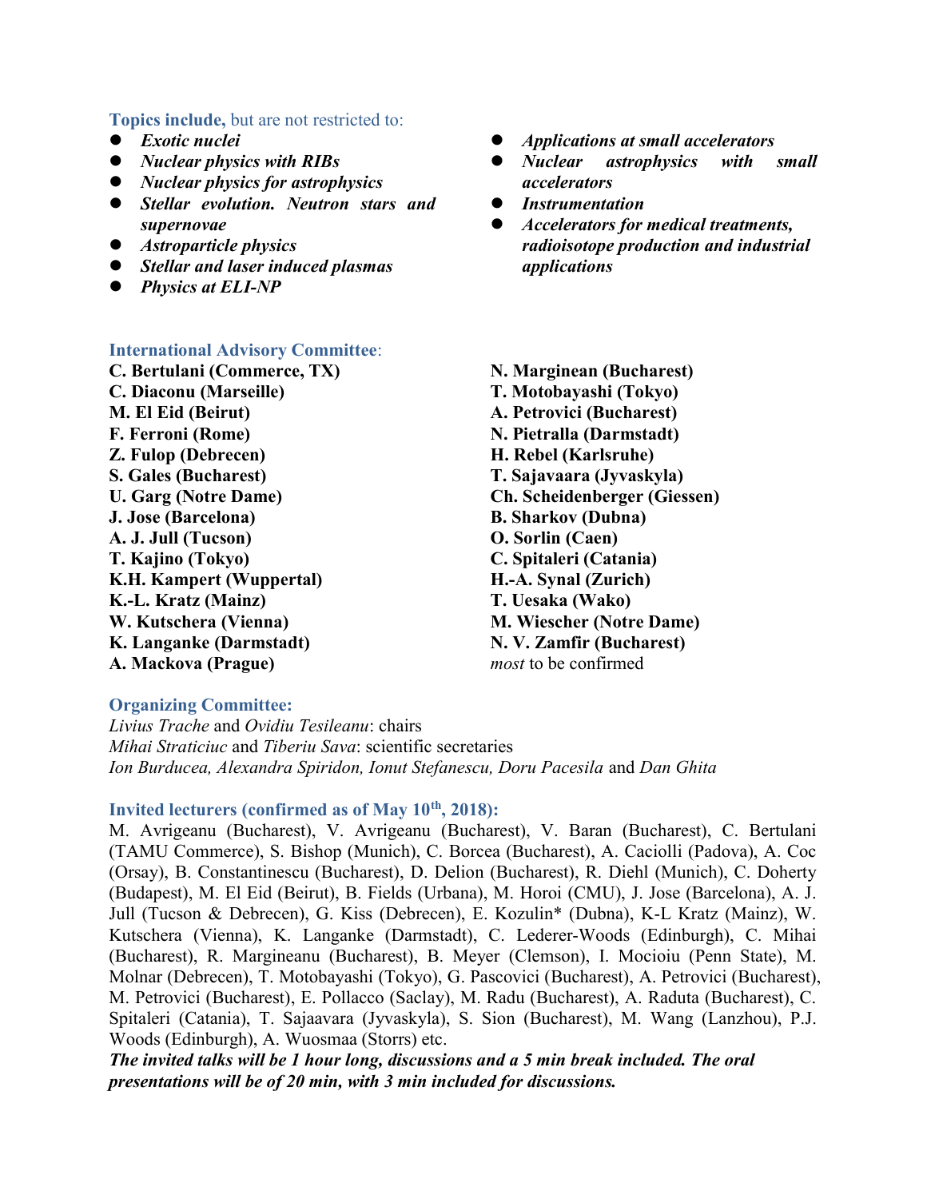**Topics include,** but are not restricted to:

- ***Exotic nuclei***
- ***Nuclear physics with RIBs***
- ***Nuclear physics for astrophysics***
- ***Stellar evolution. Neutron stars and supernovae***
- ***Astroparticle physics***
- ***Stellar and laser induced plasmas***
- ***Physics at ELI-NP***
- ***Applications at small accelerators***
- ***Nuclear astrophysics with small accelerators***
- ***Instrumentation***
- ***Accelerators for medical treatments, radioisotope production and industrial applications***

**International Advisory Committee**:

**C. Bertulani (Commerce, TX)**
**C. Diaconu (Marseille)**
**M. El Eid (Beirut)**
**F. Ferroni (Rome)**
**Z. Fulop (Debrecen)**
**S. Gales (Bucharest)**
**U. Garg (Notre Dame)**
**J. Jose (Barcelona)**
**A. J. Jull (Tucson)**
**T. Kajino (Tokyo)**
**K.H. Kampert (Wuppertal)**
**K.-L. Kratz (Mainz)**
**W. Kutschera (Vienna)**
**K. Langanke (Darmstadt)**
**A. Mackova (Prague)**
**N. Marginean (Bucharest)**
**T. Motobayashi (Tokyo)**
**A. Petrovici (Bucharest)**
**N. Pietralla (Darmstadt)**
**H. Rebel (Karlsruhe)**
**T. Sajavaara (Jyvaskyla)**
**Ch. Scheidenberger (Giessen)**
**B. Sharkov (Dubna)**
**O. Sorlin (Caen)**
**C. Spitaleri (Catania)**
**H.-A. Synal (Zurich)**
**T. Uesaka (Wako)**
**M. Wiescher (Notre Dame)**
**N. V. Zamfir (Bucharest)**
*most* to be confirmed

**Organizing Committee:**

*Livius Trache* and *Ovidiu Tesileanu*: chairs
*Mihai Straticiuc* and *Tiberiu Sava*: scientific secretaries
*Ion Burducea, Alexandra Spiridon, Ionut Stefanescu, Doru Pacesila* and *Dan Ghita*

**Invited lecturers (confirmed as of May 10th, 2018):**

M. Avrigeanu (Bucharest), V. Avrigeanu (Bucharest), V. Baran (Bucharest), C. Bertulani (TAMU Commerce), S. Bishop (Munich), C. Borcea (Bucharest), A. Caciolli (Padova), A. Coc (Orsay), B. Constantinescu (Bucharest), D. Delion (Bucharest), R. Diehl (Munich), C. Doherty (Budapest), M. El Eid (Beirut), B. Fields (Urbana), M. Horoi (CMU), J. Jose (Barcelona), A. J. Jull (Tucson & Debrecen), G. Kiss (Debrecen), E. Kozulin* (Dubna), K-L Kratz (Mainz), W. Kutschera (Vienna), K. Langanke (Darmstadt), C. Lederer-Woods (Edinburgh), C. Mihai (Bucharest), R. Margineanu (Bucharest), B. Meyer (Clemson), I. Mocioiu (Penn State), M. Molnar (Debrecen), T. Motobayashi (Tokyo), G. Pascovici (Bucharest), A. Petrovici (Bucharest), M. Petrovici (Bucharest), E. Pollacco (Saclay), M. Radu (Bucharest), A. Raduta (Bucharest), C. Spitaleri (Catania), T. Sajaavara (Jyvaskyla), S. Sion (Bucharest), M. Wang (Lanzhou), P.J. Woods (Edinburgh), A. Wuosmaa (Storrs) etc.

***The invited talks will be 1 hour long, discussions and a 5 min break included. The oral presentations will be of 20 min, with 3 min included for discussions.***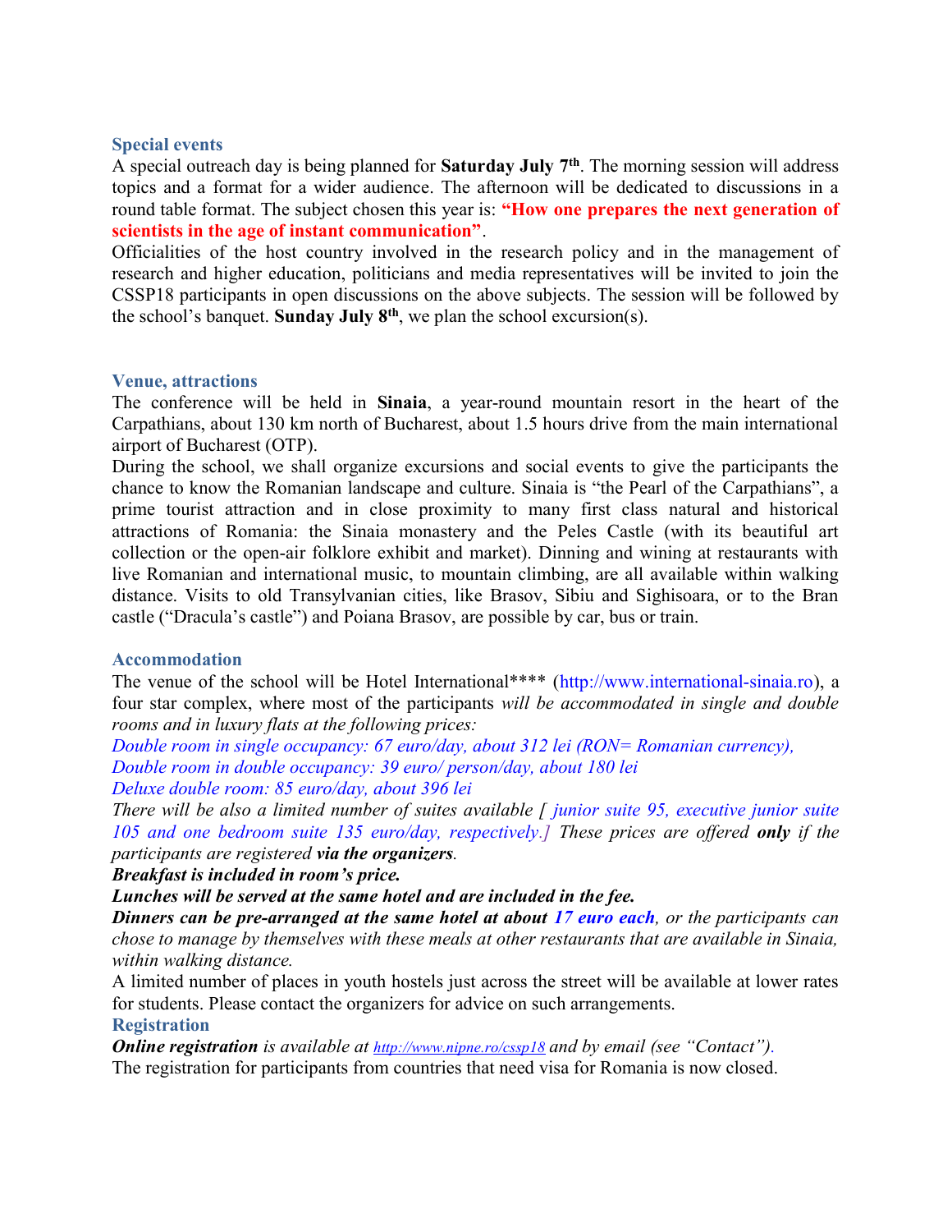## Special events

A special outreach day is being planned for **Saturday July 7th**. The morning session will address topics and a format for a wider audience. The afternoon will be dedicated to discussions in a round table format. The subject chosen this year is: **"How one prepares the next generation of scientists in the age of instant communication"**.

Officialities of the host country involved in the research policy and in the management of research and higher education, politicians and media representatives will be invited to join the CSSP18 participants in open discussions on the above subjects. The session will be followed by the school's banquet. **Sunday July 8th**, we plan the school excursion(s).

## Venue, attractions

The conference will be held in **Sinaia**, a year-round mountain resort in the heart of the Carpathians, about 130 km north of Bucharest, about 1.5 hours drive from the main international airport of Bucharest (OTP).

During the school, we shall organize excursions and social events to give the participants the chance to know the Romanian landscape and culture. Sinaia is "the Pearl of the Carpathians", a prime tourist attraction and in close proximity to many first class natural and historical attractions of Romania: the Sinaia monastery and the Peles Castle (with its beautiful art collection or the open-air folklore exhibit and market). Dinning and wining at restaurants with live Romanian and international music, to mountain climbing, are all available within walking distance. Visits to old Transylvanian cities, like Brasov, Sibiu and Sighisoara, or to the Bran castle ("Dracula's castle") and Poiana Brasov, are possible by car, bus or train.

## Accommodation

The venue of the school will be Hotel International**** (http://www.international-sinaia.ro), a four star complex, where most of the participants *will be accommodated in single and double rooms and in luxury flats at the following prices:*

*Double room in single occupancy: 67 euro/day, about 312 lei (RON= Romanian currency),*
*Double room in double occupancy: 39 euro/ person/day, about 180 lei*
*Deluxe double room: 85 euro/day, about 396 lei*
*There will be also a limited number of suites available [ junior suite 95, executive junior suite 105 and one bedroom suite 135 euro/day, respectively.] These prices are offered* ***only*** *if the participants are registered* ***via the organizers****.*
***Breakfast is included in room's price.***
***Lunches will be served at the same hotel and are included in the fee.***
***Dinners can be pre-arranged at the same hotel at about 17 euro each****, or the participants can chose to manage by themselves with these meals at other restaurants that are available in Sinaia, within walking distance.*

A limited number of places in youth hostels just across the street will be available at lower rates for students. Please contact the organizers for advice on such arrangements.

## Registration

***Online registration*** *is available at http://www.nipne.ro/cssp18 and by email (see "Contact").*

The registration for participants from countries that need visa for Romania is now closed.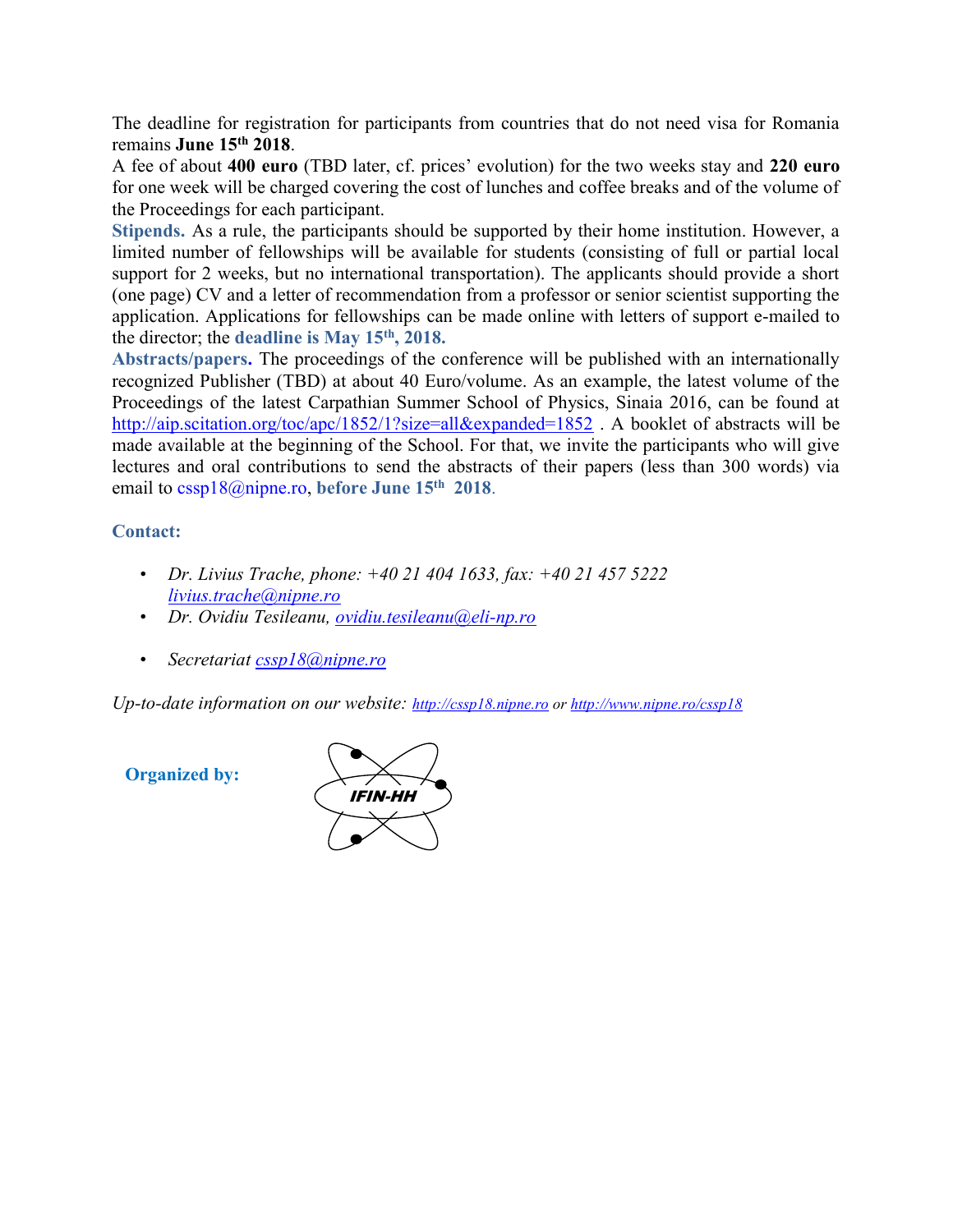The deadline for registration for participants from countries that do not need visa for Romania remains **June 15th 2018**.

A fee of about **400 euro** (TBD later, cf. prices' evolution) for the two weeks stay and **220 euro** for one week will be charged covering the cost of lunches and coffee breaks and of the volume of the Proceedings for each participant.

**Stipends.** As a rule, the participants should be supported by their home institution. However, a limited number of fellowships will be available for students (consisting of full or partial local support for 2 weeks, but no international transportation). The applicants should provide a short (one page) CV and a letter of recommendation from a professor or senior scientist supporting the application. Applications for fellowships can be made online with letters of support e-mailed to the director; the **deadline is May 15th, 2018.**

**Abstracts/papers.** The proceedings of the conference will be published with an internationally recognized Publisher (TBD) at about 40 Euro/volume. As an example, the latest volume of the Proceedings of the latest Carpathian Summer School of Physics, Sinaia 2016, can be found at http://aip.scitation.org/toc/apc/1852/1?size=all&expanded=1852 . A booklet of abstracts will be made available at the beginning of the School. For that, we invite the participants who will give lectures and oral contributions to send the abstracts of their papers (less than 300 words) via email to cssp18@nipne.ro, **before June 15th 2018**.

**Contact:**

- *Dr. Livius Trache, phone: +40 21 404 1633, fax: +40 21 457 5222 livius.trache@nipne.ro*
- *Dr. Ovidiu Tesileanu, ovidiu.tesileanu@eli-np.ro*
- *Secretariat cssp18@nipne.ro*

*Up-to-date information on our website: http://cssp18.nipne.ro or http://www.nipne.ro/cssp18*

**Organized by:** IFIN-HH